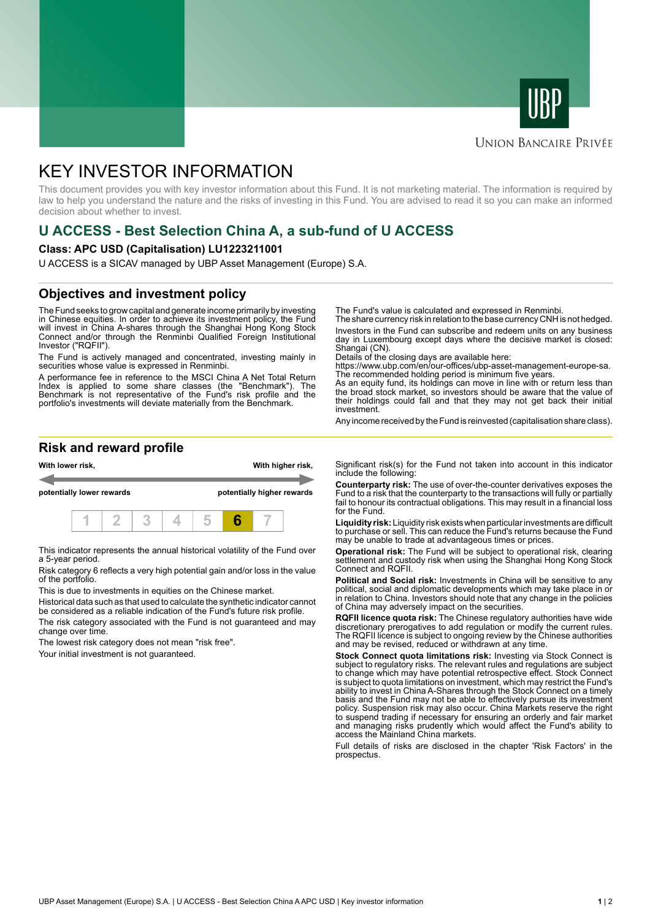UNION BANCAIRE PRIVÉE

# KEY INVESTOR INFORMATION

This document provides you with key investor information about this Fund. It is not marketing material. The information is required by law to help you understand the nature and the risks of investing in this Fund. You are advised to read it so you can make an informed decision about whether to invest.

## U ACCESS - Best Selection China A, a sub-fund of U ACCESS

**Class: APC USD (Capitalisation) LU1223211001**

U ACCESS is a SICAV managed by UBP Asset Management (Europe) S.A.

## Objectives and investment policy

The Fund seeks to grow capital and generate income primarily by investing in Chinese equities. In order to achieve its investment policy, the Fund will invest in China A-shares through the Shanghai Hong Kong Stock Connect and/or through the Renminbi Qualified Foreign Institutional Investor ("RQFII").

The Fund is actively managed and concentrated, investing mainly in securities whose value is expressed in Renminbi.

A performance fee in reference to the MSCI China A Net Total Return Index is applied to some share classes (the "Benchmark"). The Benchmark is not representative of the Fund's risk profile and the portfolio's investments will deviate materially from the Benchmark.

The Fund's value is calculated and expressed in Renminbi.
The share currency risk in relation to the base currency CNH is not hedged.

Investors in the Fund can subscribe and redeem units on any business day in Luxembourg except days where the decisive market is closed: Shangai (CN).

Details of the closing days are available here:
https://www.ubp.com/en/our-offices/ubp-asset-management-europe-sa.
The recommended holding period is minimum five years.
As an equity fund, its holdings can move in line with or return less than the broad stock market, so investors should be aware that the value of their holdings could fall and that they may not get back their initial investment.

Any income received by the Fund is reinvested (capitalisation share class).

## Risk and reward profile

| With lower risk, potentially lower rewards | | | | | | With higher risk, potentially higher rewards |
|---|---|---|---|---|---|---|
| 1 | 2 | 3 | 4 | 5 | **6** | 7 |

This indicator represents the annual historical volatility of the Fund over a 5-year period.

Risk category 6 reflects a very high potential gain and/or loss in the value of the portfolio.

This is due to investments in equities on the Chinese market.

Historical data such as that used to calculate the synthetic indicator cannot be considered as a reliable indication of the Fund's future risk profile.

The risk category associated with the Fund is not guaranteed and may change over time.

The lowest risk category does not mean "risk free".

Your initial investment is not guaranteed.

Significant risk(s) for the Fund not taken into account in this indicator include the following:

**Counterparty risk:** The use of over-the-counter derivatives exposes the Fund to a risk that the counterparty to the transactions will fully or partially fail to honour its contractual obligations. This may result in a financial loss for the Fund.

**Liquidity risk:** Liquidity risk exists when particular investments are difficult to purchase or sell. This can reduce the Fund's returns because the Fund may be unable to trade at advantageous times or prices.

**Operational risk:** The Fund will be subject to operational risk, clearing settlement and custody risk when using the Shanghai Hong Kong Stock Connect and RQFII.

**Political and Social risk:** Investments in China will be sensitive to any political, social and diplomatic developments which may take place in or in relation to China. Investors should note that any change in the policies of China may adversely impact on the securities.

**RQFII licence quota risk:** The Chinese regulatory authorities have wide discretionary prerogatives to add regulation or modify the current rules. The RQFII licence is subject to ongoing review by the Chinese authorities and may be revised, reduced or withdrawn at any time.

**Stock Connect quota limitations risk:** Investing via Stock Connect is subject to regulatory risks. The relevant rules and regulations are subject to change which may have potential retrospective effect. Stock Connect is subject to quota limitations on investment, which may restrict the Fund's ability to invest in China A-Shares through the Stock Connect on a timely basis and the Fund may not be able to effectively pursue its investment policy. Suspension risk may also occur. China Markets reserve the right to suspend trading if necessary for ensuring an orderly and fair market and managing risks prudently which would affect the Fund's ability to access the Mainland China markets.

Full details of risks are disclosed in the chapter 'Risk Factors' in the prospectus.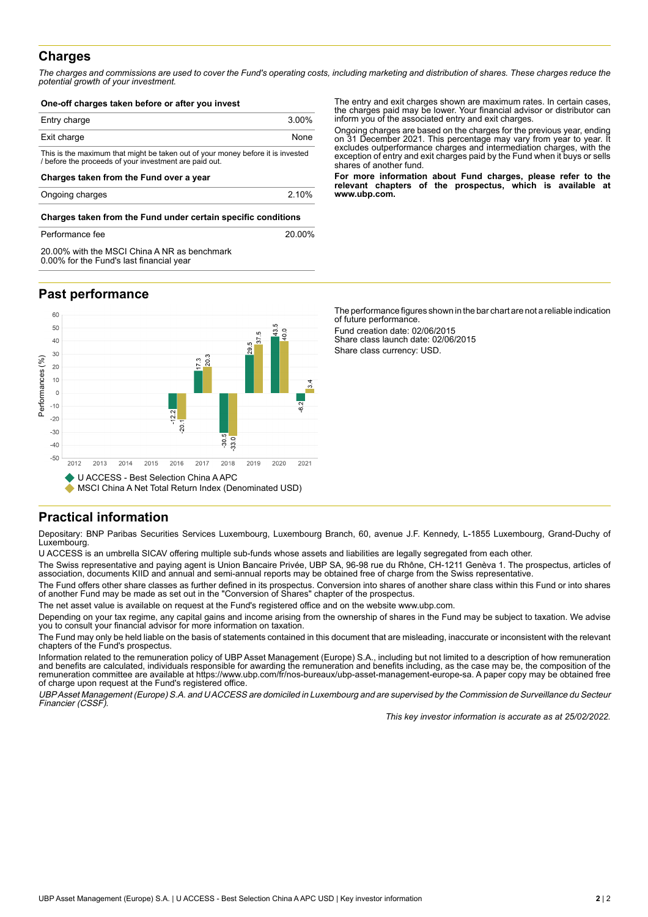## Charges

*The charges and commissions are used to cover the Fund's operating costs, including marketing and distribution of shares. These charges reduce the potential growth of your investment.*

| One-off charges taken before or after you invest | |
|---|---|
| Entry charge | 3.00% |
| Exit charge | None |

This is the maximum that might be taken out of your money before it is invested / before the proceeds of your investment are paid out.

| Charges taken from the Fund over a year | |
|---|---|
| Ongoing charges | 2.10% |

| Charges taken from the Fund under certain specific conditions | |
|---|---|
| Performance fee | 20.00% |

20.00% with the MSCI China A NR as benchmark
0.00% for the Fund's last financial year

The entry and exit charges shown are maximum rates. In certain cases, the charges paid may be lower. Your financial advisor or distributor can inform you of the associated entry and exit charges.

Ongoing charges are based on the charges for the previous year, ending on 31 December 2021. This percentage may vary from year to year. It excludes outperformance charges and intermediation charges, with the exception of entry and exit charges paid by the Fund when it buys or sells shares of another fund.

**For more information about Fund charges, please refer to the relevant chapters of the prospectus, which is available at www.ubp.com.**

## Past performance

Performances (%)

60
50
40
30
20
10
0
-10
-20
-30
-40
-50

2012 2013 2014 2015 2016 2017 2018 2019 2020 2021

-12.2 -20.1 17.3 20.3 -30.5 -33.0 29.5 37.5 43.5 40.0 -6.2 3.4

U ACCESS - Best Selection China A APC
MSCI China A Net Total Return Index (Denominated USD)

The performance figures shown in the bar chart are not a reliable indication of future performance.

Fund creation date: 02/06/2015
Share class launch date: 02/06/2015
Share class currency: USD.

## Practical information

Depositary: BNP Paribas Securities Services Luxembourg, Luxembourg Branch, 60, avenue J.F. Kennedy, L-1855 Luxembourg, Grand-Duchy of Luxembourg.

U ACCESS is an umbrella SICAV offering multiple sub-funds whose assets and liabilities are legally segregated from each other.

The Swiss representative and paying agent is Union Bancaire Privée, UBP SA, 96-98 rue du Rhône, CH-1211 Genèva 1. The prospectus, articles of association, documents KIID and annual and semi-annual reports may be obtained free of charge from the Swiss representative.

The Fund offers other share classes as further defined in its prospectus. Conversion into shares of another share class within this Fund or into shares of another Fund may be made as set out in the "Conversion of Shares" chapter of the prospectus.

The net asset value is available on request at the Fund's registered office and on the website www.ubp.com.

Depending on your tax regime, any capital gains and income arising from the ownership of shares in the Fund may be subject to taxation. We advise you to consult your financial advisor for more information on taxation.

The Fund may only be held liable on the basis of statements contained in this document that are misleading, inaccurate or inconsistent with the relevant chapters of the Fund's prospectus.

Information related to the remuneration policy of UBP Asset Management (Europe) S.A., including but not limited to a description of how remuneration and benefits are calculated, individuals responsible for awarding the remuneration and benefits including, as the case may be, the composition of the remuneration committee are available at https://www.ubp.com/fr/nos-bureaux/ubp-asset-management-europe-sa. A paper copy may be obtained free of charge upon request at the Fund's registered office.

*UBP Asset Management (Europe) S.A. and U ACCESS are domiciled in Luxembourg and are supervised by the Commission de Surveillance du Secteur Financier (CSSF).*

*This key investor information is accurate as at 25/02/2022.*